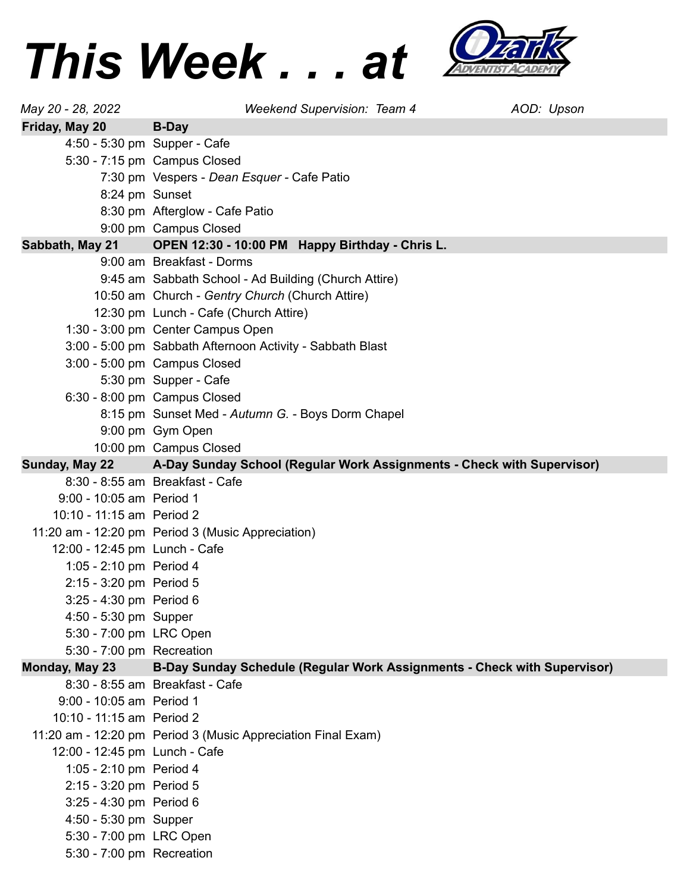# This Week . . . at Ozark Adventist Academy

*May 20 - 28, 2022* | *Weekend Supervision: Team 4* | *AOD: Upson*

| | |
|---|---|
| **Friday, May 20** | **B-Day** |
| 4:50 - 5:30 pm | Supper - Cafe |
| 5:30 - 7:15 pm | Campus Closed |
| 7:30 pm | Vespers - *Dean Esquer* - Cafe Patio |
| 8:24 pm | Sunset |
| 8:30 pm | Afterglow - Cafe Patio |
| 9:00 pm | Campus Closed |
| **Sabbath, May 21** | **OPEN 12:30 - 10:00 PM Happy Birthday - Chris L.** |
| 9:00 am | Breakfast - Dorms |
| 9:45 am | Sabbath School - Ad Building (Church Attire) |
| 10:50 am | Church - *Gentry Church* (Church Attire) |
| 12:30 pm | Lunch - Cafe (Church Attire) |
| 1:30 - 3:00 pm | Center Campus Open |
| 3:00 - 5:00 pm | Sabbath Afternoon Activity - Sabbath Blast |
| 3:00 - 5:00 pm | Campus Closed |
| 5:30 pm | Supper - Cafe |
| 6:30 - 8:00 pm | Campus Closed |
| 8:15 pm | Sunset Med - *Autumn G.* - Boys Dorm Chapel |
| 9:00 pm | Gym Open |
| 10:00 pm | Campus Closed |
| **Sunday, May 22** | **A-Day Sunday School (Regular Work Assignments - Check with Supervisor)** |
| 8:30 - 8:55 am | Breakfast - Cafe |
| 9:00 - 10:05 am | Period 1 |
| 10:10 - 11:15 am | Period 2 |
| 11:20 am - 12:20 pm | Period 3 (Music Appreciation) |
| 12:00 - 12:45 pm | Lunch - Cafe |
| 1:05 - 2:10 pm | Period 4 |
| 2:15 - 3:20 pm | Period 5 |
| 3:25 - 4:30 pm | Period 6 |
| 4:50 - 5:30 pm | Supper |
| 5:30 - 7:00 pm | LRC Open |
| 5:30 - 7:00 pm | Recreation |
| **Monday, May 23** | **B-Day Sunday Schedule (Regular Work Assignments - Check with Supervisor)** |
| 8:30 - 8:55 am | Breakfast - Cafe |
| 9:00 - 10:05 am | Period 1 |
| 10:10 - 11:15 am | Period 2 |
| 11:20 am - 12:20 pm | Period 3 (Music Appreciation Final Exam) |
| 12:00 - 12:45 pm | Lunch - Cafe |
| 1:05 - 2:10 pm | Period 4 |
| 2:15 - 3:20 pm | Period 5 |
| 3:25 - 4:30 pm | Period 6 |
| 4:50 - 5:30 pm | Supper |
| 5:30 - 7:00 pm | LRC Open |
| 5:30 - 7:00 pm | Recreation |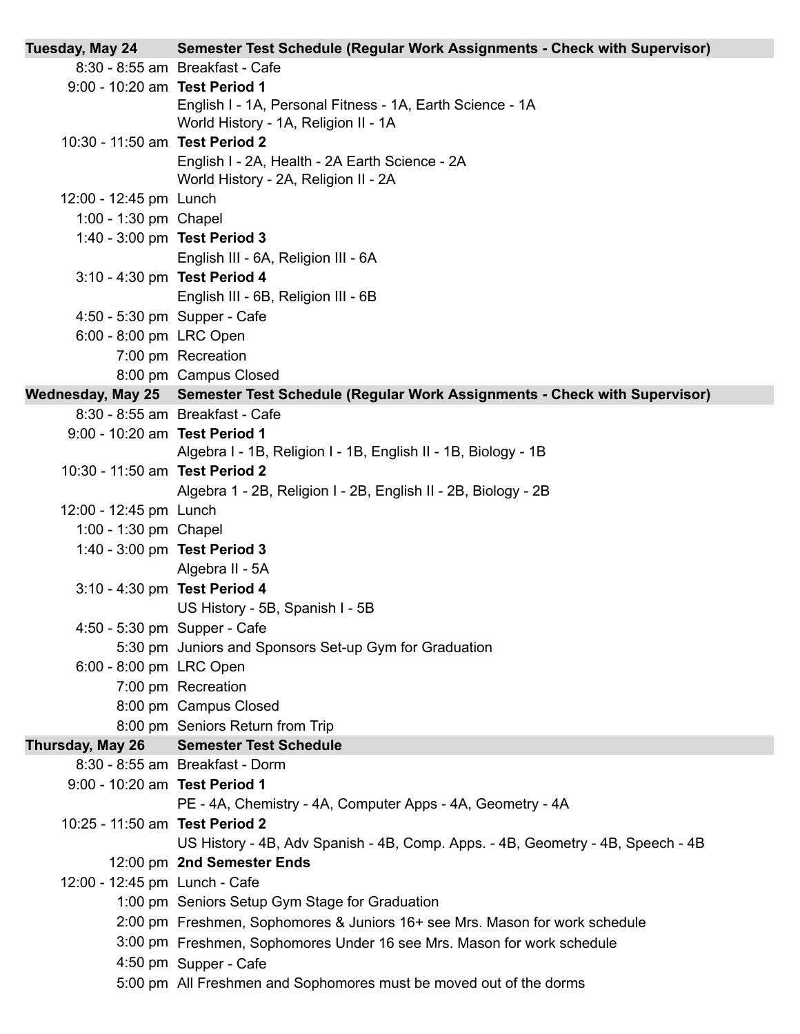| | |
|---|---|
| **Tuesday, May 24** | **Semester Test Schedule (Regular Work Assignments - Check with Supervisor)** |
| 8:30 - 8:55 am | Breakfast - Cafe |
| 9:00 - 10:20 am | **Test Period 1** |
| | English I - 1A, Personal Fitness - 1A, Earth Science - 1A |
| | World History - 1A, Religion II - 1A |
| 10:30 - 11:50 am | **Test Period 2** |
| | English I - 2A, Health - 2A Earth Science - 2A |
| | World History - 2A, Religion II - 2A |
| 12:00 - 12:45 pm | Lunch |
| 1:00 - 1:30 pm | Chapel |
| 1:40 - 3:00 pm | **Test Period 3** |
| | English III - 6A, Religion III - 6A |
| 3:10 - 4:30 pm | **Test Period 4** |
| | English III - 6B, Religion III - 6B |
| 4:50 - 5:30 pm | Supper - Cafe |
| 6:00 - 8:00 pm | LRC Open |
| 7:00 pm | Recreation |
| 8:00 pm | Campus Closed |
| **Wednesday, May 25** | **Semester Test Schedule (Regular Work Assignments - Check with Supervisor)** |
| 8:30 - 8:55 am | Breakfast - Cafe |
| 9:00 - 10:20 am | **Test Period 1** |
| | Algebra I - 1B, Religion I - 1B, English II - 1B, Biology - 1B |
| 10:30 - 11:50 am | **Test Period 2** |
| | Algebra 1 - 2B, Religion I - 2B, English II - 2B, Biology - 2B |
| 12:00 - 12:45 pm | Lunch |
| 1:00 - 1:30 pm | Chapel |
| 1:40 - 3:00 pm | **Test Period 3** |
| | Algebra II - 5A |
| 3:10 - 4:30 pm | **Test Period 4** |
| | US History - 5B, Spanish I - 5B |
| 4:50 - 5:30 pm | Supper - Cafe |
| 5:30 pm | Juniors and Sponsors Set-up Gym for Graduation |
| 6:00 - 8:00 pm | LRC Open |
| 7:00 pm | Recreation |
| 8:00 pm | Campus Closed |
| 8:00 pm | Seniors Return from Trip |
| **Thursday, May 26** | **Semester Test Schedule** |
| 8:30 - 8:55 am | Breakfast - Dorm |
| 9:00 - 10:20 am | **Test Period 1** |
| | PE - 4A, Chemistry - 4A, Computer Apps - 4A, Geometry - 4A |
| 10:25 - 11:50 am | **Test Period 2** |
| | US History - 4B, Adv Spanish - 4B, Comp. Apps. - 4B, Geometry - 4B, Speech - 4B |
| 12:00 pm | **2nd Semester Ends** |
| 12:00 - 12:45 pm | Lunch - Cafe |
| 1:00 pm | Seniors Setup Gym Stage for Graduation |
| 2:00 pm | Freshmen, Sophomores & Juniors 16+ see Mrs. Mason for work schedule |
| 3:00 pm | Freshmen, Sophomores Under 16 see Mrs. Mason for work schedule |
| 4:50 pm | Supper - Cafe |
| 5:00 pm | All Freshmen and Sophomores must be moved out of the dorms |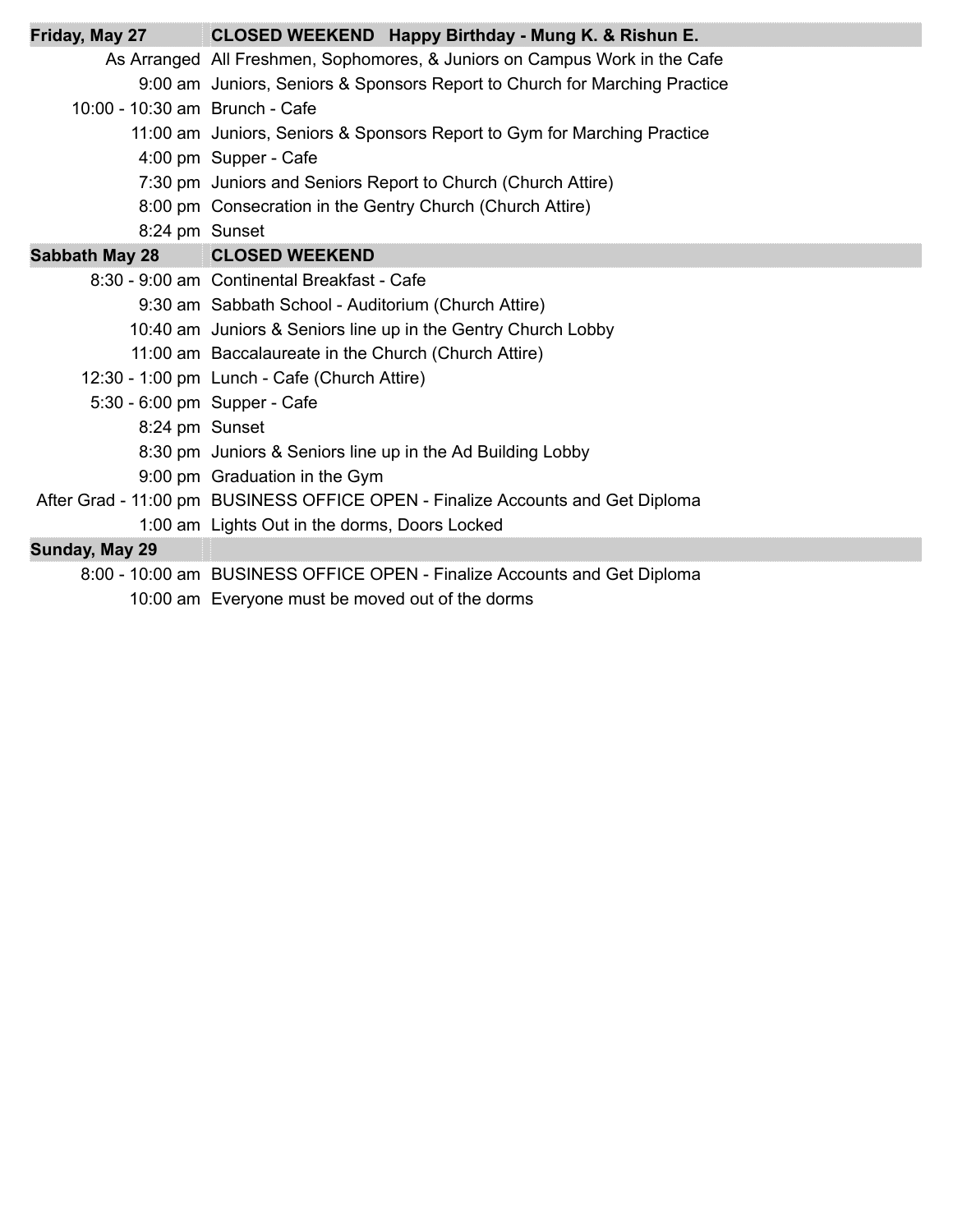| | |
|---|---|
| **Friday, May 27** | **CLOSED WEEKEND   Happy Birthday - Mung K. & Rishun E.** |
| As Arranged | All Freshmen, Sophomores, & Juniors on Campus Work in the Cafe |
| 9:00 am | Juniors, Seniors & Sponsors Report to Church for Marching Practice |
| 10:00 - 10:30 am | Brunch - Cafe |
| 11:00 am | Juniors, Seniors & Sponsors Report to Gym for Marching Practice |
| 4:00 pm | Supper - Cafe |
| 7:30 pm | Juniors and Seniors Report to Church (Church Attire) |
| 8:00 pm | Consecration in the Gentry Church (Church Attire) |
| 8:24 pm | Sunset |
| **Sabbath May 28** | **CLOSED WEEKEND** |
| 8:30 - 9:00 am | Continental Breakfast - Cafe |
| 9:30 am | Sabbath School - Auditorium (Church Attire) |
| 10:40 am | Juniors & Seniors line up in the Gentry Church Lobby |
| 11:00 am | Baccalaureate in the Church (Church Attire) |
| 12:30 - 1:00 pm | Lunch - Cafe (Church Attire) |
| 5:30 - 6:00 pm | Supper - Cafe |
| 8:24 pm | Sunset |
| 8:30 pm | Juniors & Seniors line up in the Ad Building Lobby |
| 9:00 pm | Graduation in the Gym |
| After Grad - 11:00 pm | BUSINESS OFFICE OPEN - Finalize Accounts and Get Diploma |
| 1:00 am | Lights Out in the dorms, Doors Locked |
| **Sunday, May 29** | |
| 8:00 - 10:00 am | BUSINESS OFFICE OPEN - Finalize Accounts and Get Diploma |
| 10:00 am | Everyone must be moved out of the dorms |